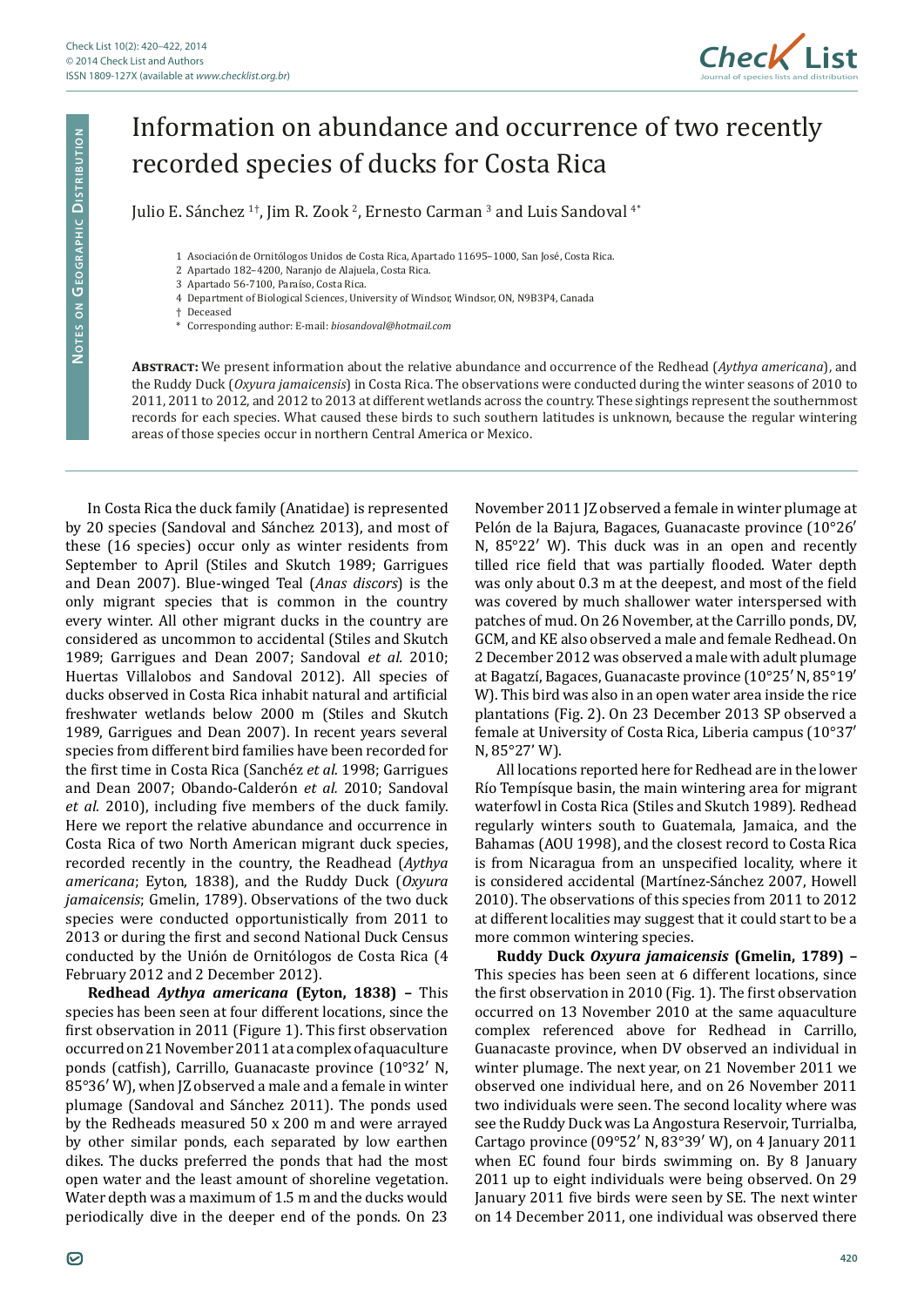# Information on abundance and occurrence of two recently recorded species of ducks for Costa Rica

Julio E. Sánchez [1†], Jim R. Zook [2], Ernesto Carman [3] and Luis Sandoval [4*]

1 Asociación de Ornitólogos Unidos de Costa Rica, Apartado 11695–1000, San José, Costa Rica.
2 Apartado 182–4200, Naranjo de Alajuela, Costa Rica.
3 Apartado 56-7100, Paraíso, Costa Rica.
4 Department of Biological Sciences, University of Windsor, Windsor, ON, N9B3P4, Canada
† Deceased
\* Corresponding author: E-mail: *biosandoval@hotmail.com*

**Abstract:** We present information about the relative abundance and occurrence of the Redhead (*Aythya americana*), and the Ruddy Duck (*Oxyura jamaicensis*) in Costa Rica. The observations were conducted during the winter seasons of 2010 to 2011, 2011 to 2012, and 2012 to 2013 at different wetlands across the country. These sightings represent the southernmost records for each species. What caused these birds to such southern latitudes is unknown, because the regular wintering areas of those species occur in northern Central America or Mexico.

In Costa Rica the duck family (Anatidae) is represented by 20 species (Sandoval and Sánchez 2013), and most of these (16 species) occur only as winter residents from September to April (Stiles and Skutch 1989; Garrigues and Dean 2007). Blue-winged Teal (*Anas discors*) is the only migrant species that is common in the country every winter. All other migrant ducks in the country are considered as uncommon to accidental (Stiles and Skutch 1989; Garrigues and Dean 2007; Sandoval *et al.* 2010; Huertas Villalobos and Sandoval 2012). All species of ducks observed in Costa Rica inhabit natural and artificial freshwater wetlands below 2000 m (Stiles and Skutch 1989, Garrigues and Dean 2007). In recent years several species from different bird families have been recorded for the first time in Costa Rica (Sanchéz *et al.* 1998; Garrigues and Dean 2007; Obando-Calderón *et al.* 2010; Sandoval *et al.* 2010), including five members of the duck family. Here we report the relative abundance and occurrence in Costa Rica of two North American migrant duck species, recorded recently in the country, the Readhead (*Aythya americana*; Eyton, 1838), and the Ruddy Duck (*Oxyura jamaicensis*; Gmelin, 1789). Observations of the two duck species were conducted opportunistically from 2011 to 2013 or during the first and second National Duck Census conducted by the Unión de Ornitólogos de Costa Rica (4 February 2012 and 2 December 2012).

**Redhead *Aythya americana* (Eyton, 1838) –** This species has been seen at four different locations, since the first observation in 2011 (Figure 1). This first observation occurred on 21 November 2011 at a complex of aquaculture ponds (catfish), Carrillo, Guanacaste province (10°32′ N, 85°36′ W), when JZ observed a male and a female in winter plumage (Sandoval and Sánchez 2011). The ponds used by the Redheads measured 50 x 200 m and were arrayed by other similar ponds, each separated by low earthen dikes. The ducks preferred the ponds that had the most open water and the least amount of shoreline vegetation. Water depth was a maximum of 1.5 m and the ducks would periodically dive in the deeper end of the ponds. On 23 November 2011 JZ observed a female in winter plumage at Pelón de la Bajura, Bagaces, Guanacaste province (10°26′ N, 85°22′ W). This duck was in an open and recently tilled rice field that was partially flooded. Water depth was only about 0.3 m at the deepest, and most of the field was covered by much shallower water interspersed with patches of mud. On 26 November, at the Carrillo ponds, DV, GCM, and KE also observed a male and female Redhead. On 2 December 2012 was observed a male with adult plumage at Bagatzí, Bagaces, Guanacaste province (10°25′ N, 85°19′ W). This bird was also in an open water area inside the rice plantations (Fig. 2). On 23 December 2013 SP observed a female at University of Costa Rica, Liberia campus (10°37′ N, 85°27′ W).

All locations reported here for Redhead are in the lower Río Tempísque basin, the main wintering area for migrant waterfowl in Costa Rica (Stiles and Skutch 1989). Redhead regularly winters south to Guatemala, Jamaica, and the Bahamas (AOU 1998), and the closest record to Costa Rica is from Nicaragua from an unspecified locality, where it is considered accidental (Martínez-Sánchez 2007, Howell 2010). The observations of this species from 2011 to 2012 at different localities may suggest that it could start to be a more common wintering species.

**Ruddy Duck *Oxyura jamaicensis* (Gmelin, 1789) –** This species has been seen at 6 different locations, since the first observation in 2010 (Fig. 1). The first observation occurred on 13 November 2010 at the same aquaculture complex referenced above for Redhead in Carrillo, Guanacaste province, when DV observed an individual in winter plumage. The next year, on 21 November 2011 we observed one individual here, and on 26 November 2011 two individuals were seen. The second locality where was see the Ruddy Duck was La Angostura Reservoir, Turrialba, Cartago province (09°52′ N, 83°39′ W), on 4 January 2011 when EC found four birds swimming on. By 8 January 2011 up to eight individuals were being observed. On 29 January 2011 five birds were seen by SE. The next winter on 14 December 2011, one individual was observed there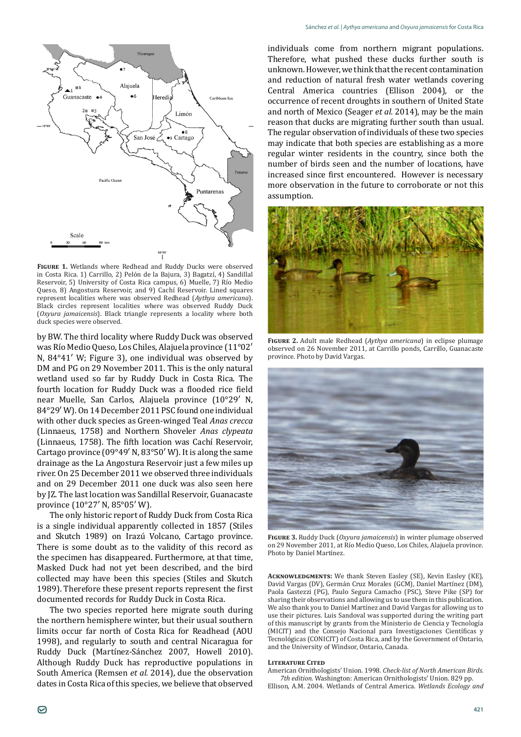**Figure 1.** Wetlands where Redhead and Ruddy Ducks were observed in Costa Rica. 1) Carrillo, 2) Pelón de la Bajura, 3) Bagatzí, 4) Sandillal Reservoir, 5) University of Costa Rica campus, 6) Muelle, 7) Río Medio Queso, 8) Angostura Reservoir, and 9) Cachí Reservoir. Lined squares represent localities where was observed Redhead (*Aythya americana*). Black circles represent localities where was observed Ruddy Duck (*Oxyura jamaicensis*). Black triangle represents a locality where both duck species were observed.

by BW. The third locality where Ruddy Duck was observed was Río Medio Queso, Los Chiles, Alajuela province (11°02′ N, 84°41′ W; Figure 3), one individual was observed by DM and PG on 29 November 2011. This is the only natural wetland used so far by Ruddy Duck in Costa Rica. The fourth location for Ruddy Duck was a flooded rice field near Muelle, San Carlos, Alajuela province (10°29′ N, 84°29′ W). On 14 December 2011 PSC found one individual with other duck species as Green-winged Teal *Anas crecca* (Linnaeus, 1758) and Northern Shoveler *Anas clypeata* (Linnaeus, 1758). The fifth location was Cachí Reservoir, Cartago province (09°49′ N, 83°50′ W). It is along the same drainage as the La Angostura Reservoir just a few miles up river. On 25 December 2011 we observed three individuals and on 29 December 2011 one duck was also seen here by JZ. The last location was Sandillal Reservoir, Guanacaste province (10°27′ N, 85°05′ W).

The only historic report of Ruddy Duck from Costa Rica is a single individual apparently collected in 1857 (Stiles and Skutch 1989) on Irazú Volcano, Cartago province. There is some doubt as to the validity of this record as the specimen has disappeared. Furthermore, at that time, Masked Duck had not yet been described, and the bird collected may have been this species (Stiles and Skutch 1989). Therefore these present reports represent the first documented records for Ruddy Duck in Costa Rica.

The two species reported here migrate south during the northern hemisphere winter, but their usual southern limits occur far north of Costa Rica for Readhead (AOU 1998), and regularly to south and central Nicaragua for Ruddy Duck (Martínez-Sánchez 2007, Howell 2010). Although Ruddy Duck has reproductive populations in South America (Remsen *et al.* 2014), due the observation dates in Costa Rica of this species, we believe that observed individuals come from northern migrant populations. Therefore, what pushed these ducks further south is unknown. However, we think that the recent contamination and reduction of natural fresh water wetlands covering Central America countries (Ellison 2004), or the occurrence of recent droughts in southern of United State and north of Mexico (Seager *et al.* 2014), may be the main reason that ducks are migrating further south than usual. The regular observation of individuals of these two species may indicate that both species are establishing as a more regular winter residents in the country, since both the number of birds seen and the number of locations, have increased since first encountered. However is necessary more observation in the future to corroborate or not this assumption.

**Figure 2.** Adult male Redhead (*Aythya americana*) in eclipse plumage observed on 26 November 2011, at Carrillo ponds, Carrillo, Guanacaste province. Photo by David Vargas.

**Figure 3.** Ruddy Duck (*Oxyura jamaicensis*) in winter plumage observed on 29 November 2011, at Río Medio Queso, Los Chiles, Alajuela province. Photo by Daniel Martínez.

**Acknowledgments:** We thank Steven Easley (SE), Kevin Easley (KE), David Vargas (DV), Germán Cruz Morales (GCM), Daniel Martínez (DM), Paola Gastezzi (PG), Paulo Segura Camacho (PSC), Steve Pike (SP) for sharing their observations and allowing us to use them in this publication. We also thank you to Daniel Martínez and David Vargas for allowing us to use their pictures. Luis Sandoval was supported during the writing part of this manuscript by grants from the Ministerio de Ciencia y Tecnología (MICIT) and the Consejo Nacional para Investigaciones Científicas y Tecnológicas (CONICIT) of Costa Rica, and by the Government of Ontario, and the University of Windsor, Ontario, Canada.

## Literature Cited

American Ornithologists' Union. 1998. *Check-list of North American Birds. 7th edition.* Washington: American Ornithologists' Union. 829 pp.

Ellison, A.M. 2004. Wetlands of Central America. *Wetlands Ecology and*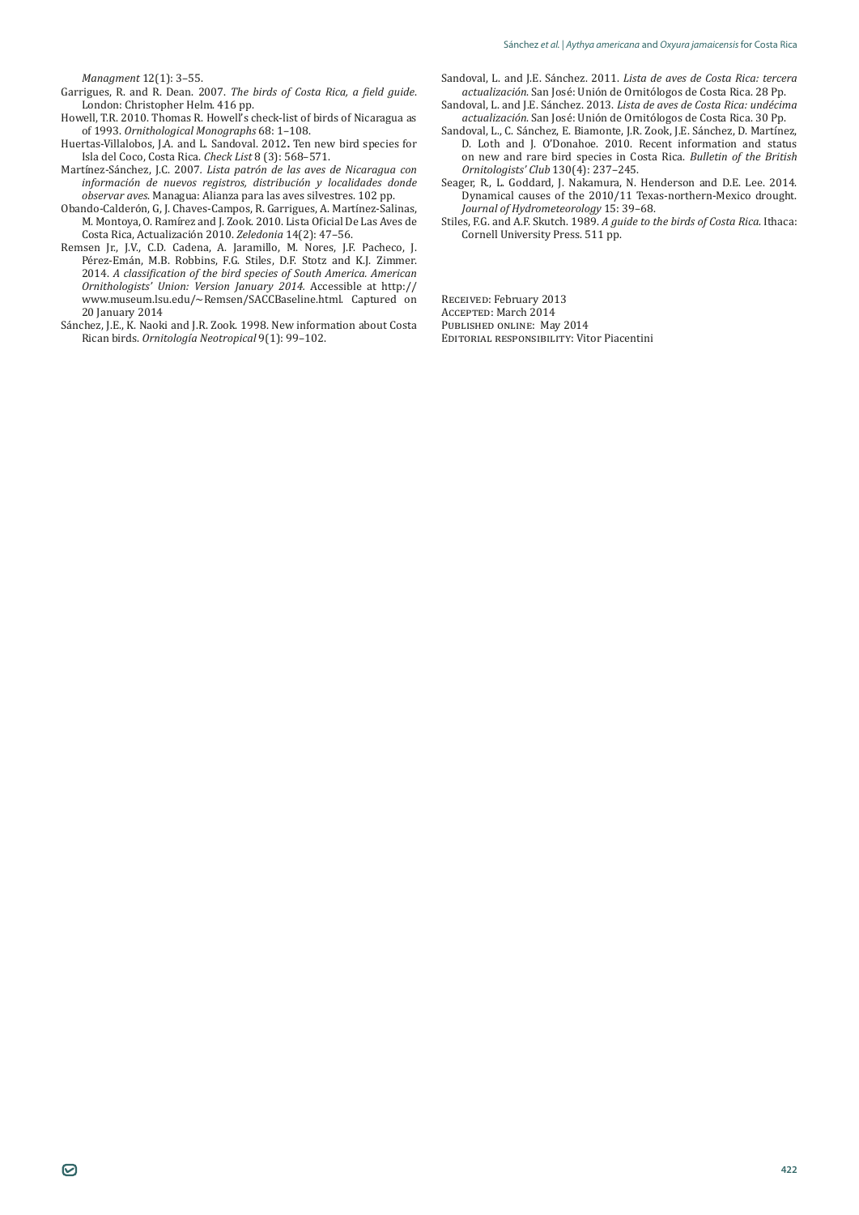*Managment* 12(1): 3–55.

Garrigues, R. and R. Dean. 2007. *The birds of Costa Rica, a field guide*. London: Christopher Helm. 416 pp.

Howell, T.R. 2010. Thomas R. Howell's check-list of birds of Nicaragua as of 1993. *Ornithological Monographs* 68: 1–108.

Huertas-Villalobos, J.A. and L. Sandoval. 2012**.** Ten new bird species for Isla del Coco, Costa Rica. *Check List* 8 (3): 568–571.

Martínez-Sánchez, J.C. 2007. *Lista patrón de las aves de Nicaragua con información de nuevos registros, distribución y localidades donde observar aves*. Managua: Alianza para las aves silvestres. 102 pp.

Obando-Calderón, G, J. Chaves-Campos, R. Garrigues, A. Martínez-Salinas, M. Montoya, O. Ramírez and J. Zook. 2010. Lista Oficial De Las Aves de Costa Rica, Actualización 2010. *Zeledonia* 14(2): 47–56.

Remsen Jr., J.V., C.D. Cadena, A. Jaramillo, M. Nores, J.F. Pacheco, J. Pérez-Emán, M.B. Robbins, F.G. Stiles, D.F. Stotz and K.J. Zimmer. 2014. *A classification of the bird species of South America. American Ornithologists' Union: Version January 2014*. Accessible at http://www.museum.lsu.edu/~Remsen/SACCBaseline.html. Captured on 20 January 2014

Sánchez, J.E., K. Naoki and J.R. Zook. 1998. New information about Costa Rican birds. *Ornitología Neotropical* 9(1): 99–102.

Sandoval, L. and J.E. Sánchez. 2011. *Lista de aves de Costa Rica: tercera actualización*. San José: Unión de Ornitólogos de Costa Rica. 28 Pp.

Sandoval, L. and J.E. Sánchez. 2013. *Lista de aves de Costa Rica: undécima actualización*. San José: Unión de Ornitólogos de Costa Rica. 30 Pp.

Sandoval, L., C. Sánchez, E. Biamonte, J.R. Zook, J.E. Sánchez, D. Martínez, D. Loth and J. O'Donahoe. 2010. Recent information and status on new and rare bird species in Costa Rica. *Bulletin of the British Ornitologists' Club* 130(4): 237–245.

Seager, R., L. Goddard, J. Nakamura, N. Henderson and D.E. Lee. 2014. Dynamical causes of the 2010/11 Texas-northern-Mexico drought. *Journal of Hydrometeorology* 15: 39–68.

Stiles, F.G. and A.F. Skutch. 1989. *A guide to the birds of Costa Rica*. Ithaca: Cornell University Press. 511 pp.

Received: February 2013
Accepted: March 2014
Published online: May 2014
Editorial responsibility: Vitor Piacentini